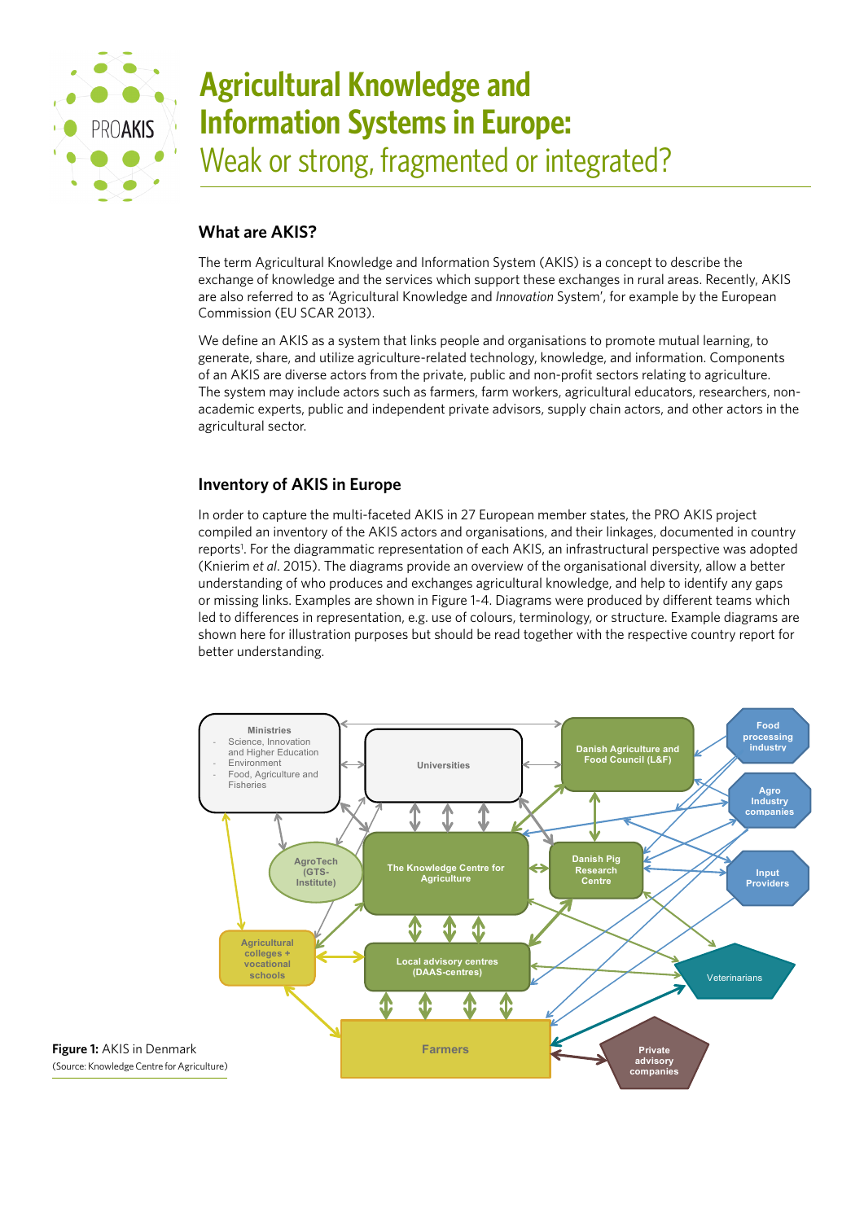# Agricultural Knowledge and Information Systems in Europe:

Weak or strong, fragmented or integrated?

## What are AKIS?

The term Agricultural Knowledge and Information System (AKIS) is a concept to describe the exchange of knowledge and the services which support these exchanges in rural areas. Recently, AKIS are also referred to as 'Agricultural Knowledge and *Innovation* System', for example by the European Commission (EU SCAR 2013).

We define an AKIS as a system that links people and organisations to promote mutual learning, to generate, share, and utilize agriculture-related technology, knowledge, and information. Components of an AKIS are diverse actors from the private, public and non-profit sectors relating to agriculture. The system may include actors such as farmers, farm workers, agricultural educators, researchers, non-academic experts, public and independent private advisors, supply chain actors, and other actors in the agricultural sector.

## Inventory of AKIS in Europe

In order to capture the multi-faceted AKIS in 27 European member states, the PRO AKIS project compiled an inventory of the AKIS actors and organisations, and their linkages, documented in country reports[1]. For the diagrammatic representation of each AKIS, an infrastructural perspective was adopted (Knierim *et al*. 2015). The diagrams provide an overview of the organisational diversity, allow a better understanding of who produces and exchanges agricultural knowledge, and help to identify any gaps or missing links. Examples are shown in Figure 1-4. Diagrams were produced by different teams which led to differences in representation, e.g. use of colours, terminology, or structure. Example diagrams are shown here for illustration purposes but should be read together with the respective country report for better understanding.

**Figure 1:** AKIS in Denmark
(Source: Knowledge Centre for Agriculture)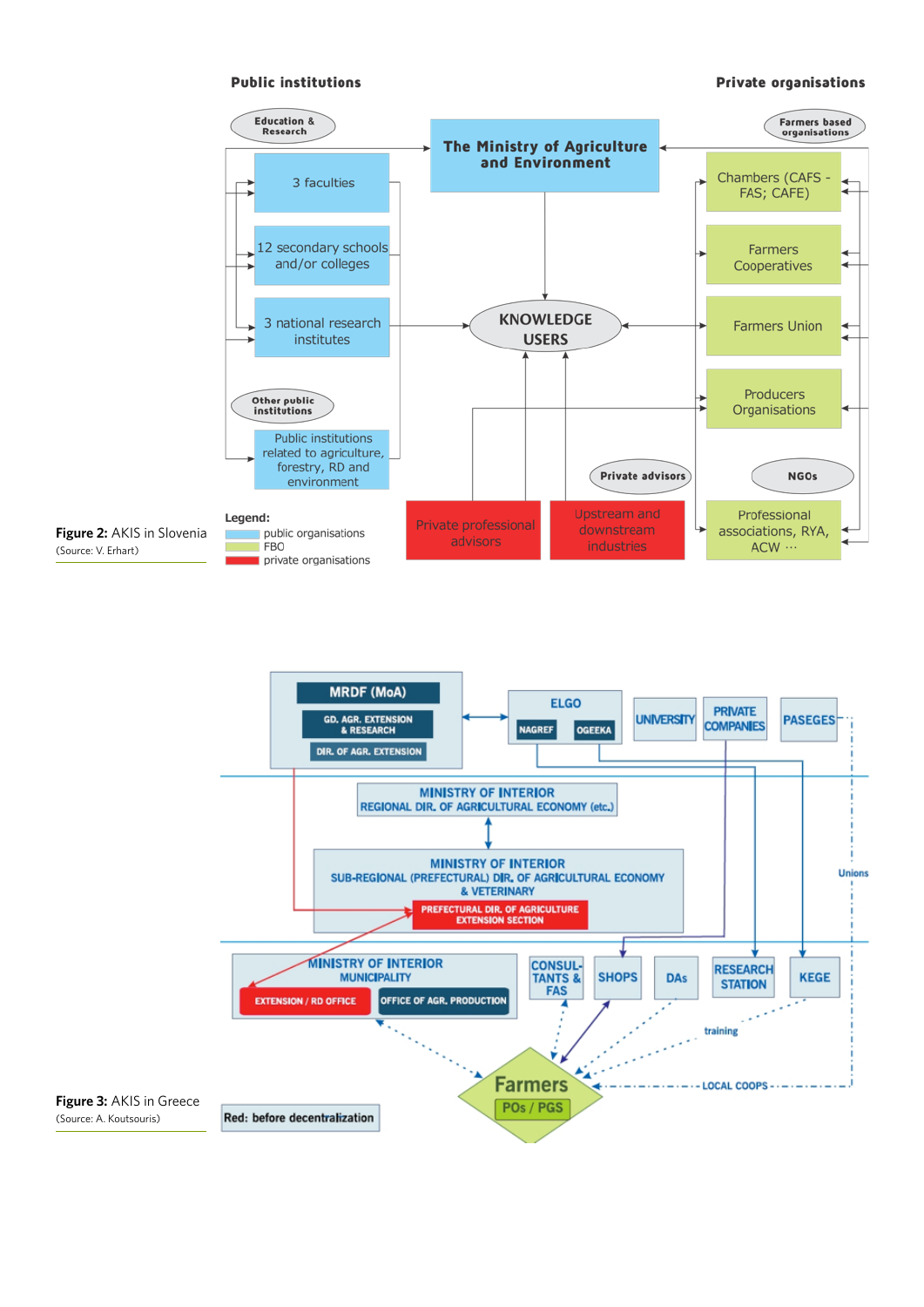**Figure 2:** AKIS in Slovenia
(Source: V. Erhart)

**Figure 3:** AKIS in Greece
(Source: A. Koutsouris)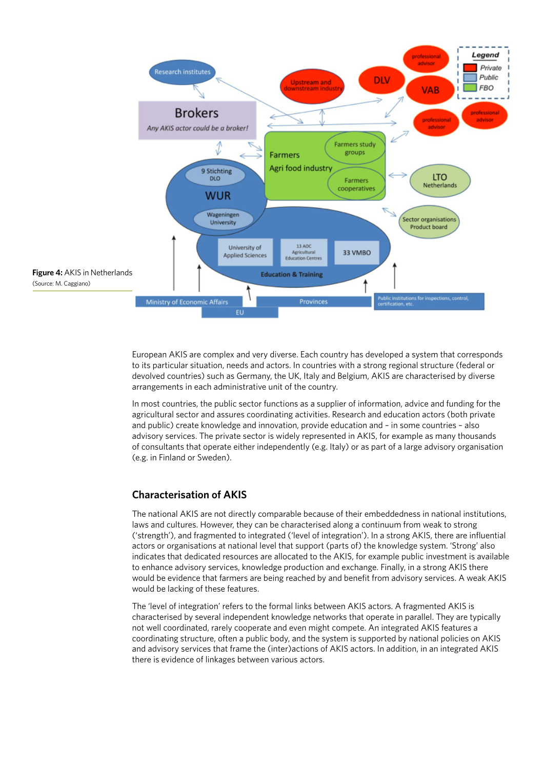**Figure 4:** AKIS in Netherlands
(Source: M. Caggiano)

European AKIS are complex and very diverse. Each country has developed a system that corresponds to its particular situation, needs and actors. In countries with a strong regional structure (federal or devolved countries) such as Germany, the UK, Italy and Belgium, AKIS are characterised by diverse arrangements in each administrative unit of the country.

In most countries, the public sector functions as a supplier of information, advice and funding for the agricultural sector and assures coordinating activities. Research and education actors (both private and public) create knowledge and innovation, provide education and – in some countries – also advisory services. The private sector is widely represented in AKIS, for example as many thousands of consultants that operate either independently (e.g. Italy) or as part of a large advisory organisation (e.g. in Finland or Sweden).

## Characterisation of AKIS

The national AKIS are not directly comparable because of their embeddedness in national institutions, laws and cultures. However, they can be characterised along a continuum from weak to strong ('strength'), and fragmented to integrated ('level of integration'). In a strong AKIS, there are influential actors or organisations at national level that support (parts of) the knowledge system. 'Strong' also indicates that dedicated resources are allocated to the AKIS, for example public investment is available to enhance advisory services, knowledge production and exchange. Finally, in a strong AKIS there would be evidence that farmers are being reached by and benefit from advisory services. A weak AKIS would be lacking of these features.

The 'level of integration' refers to the formal links between AKIS actors. A fragmented AKIS is characterised by several independent knowledge networks that operate in parallel. They are typically not well coordinated, rarely cooperate and even might compete. An integrated AKIS features a coordinating structure, often a public body, and the system is supported by national policies on AKIS and advisory services that frame the (inter)actions of AKIS actors. In addition, in an integrated AKIS there is evidence of linkages between various actors.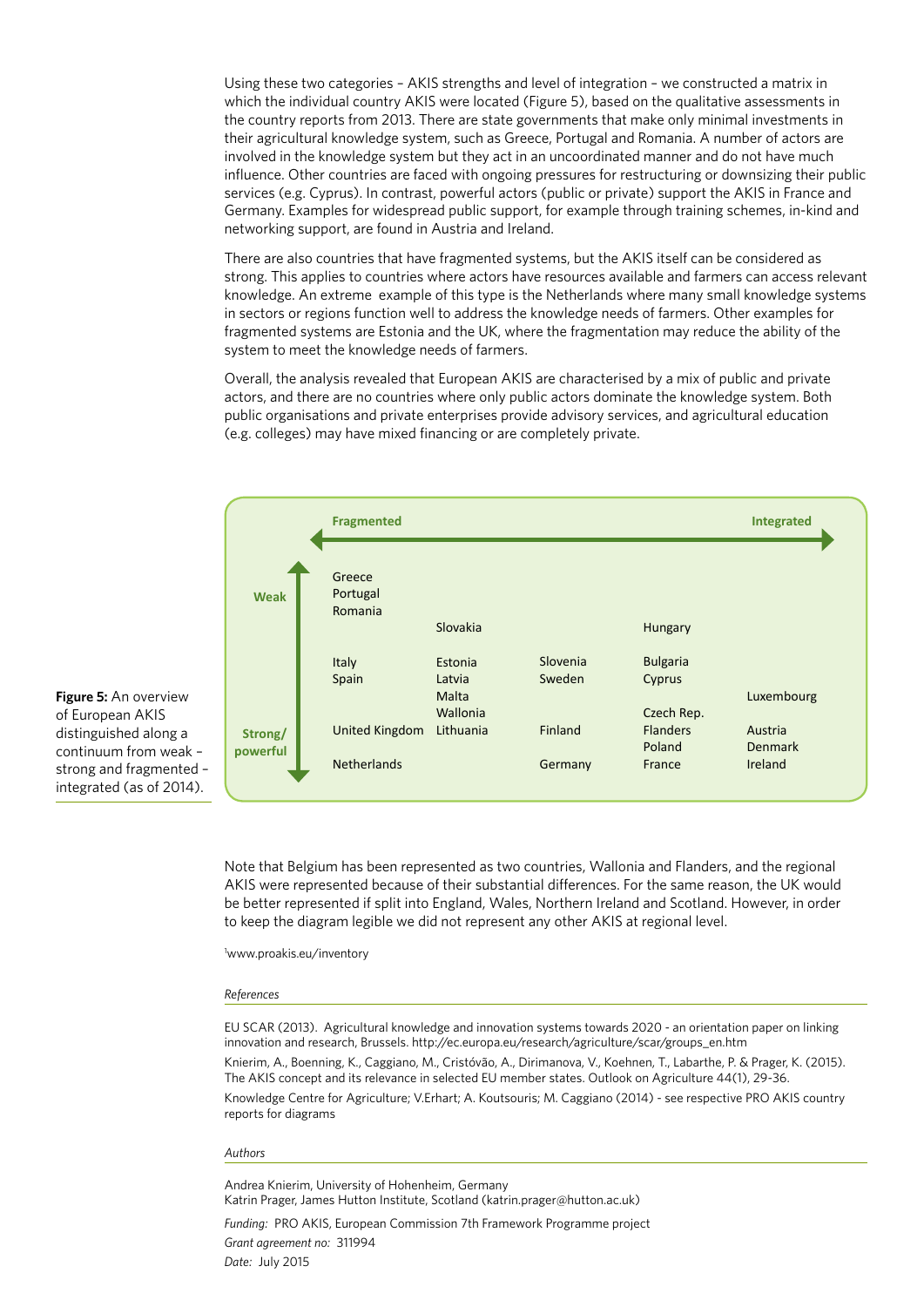Using these two categories – AKIS strengths and level of integration – we constructed a matrix in which the individual country AKIS were located (Figure 5), based on the qualitative assessments in the country reports from 2013. There are state governments that make only minimal investments in their agricultural knowledge system, such as Greece, Portugal and Romania. A number of actors are involved in the knowledge system but they act in an uncoordinated manner and do not have much influence. Other countries are faced with ongoing pressures for restructuring or downsizing their public services (e.g. Cyprus). In contrast, powerful actors (public or private) support the AKIS in France and Germany. Examples for widespread public support, for example through training schemes, in-kind and networking support, are found in Austria and Ireland.

There are also countries that have fragmented systems, but the AKIS itself can be considered as strong. This applies to countries where actors have resources available and farmers can access relevant knowledge. An extreme example of this type is the Netherlands where many small knowledge systems in sectors or regions function well to address the knowledge needs of farmers. Other examples for fragmented systems are Estonia and the UK, where the fragmentation may reduce the ability of the system to meet the knowledge needs of farmers.

Overall, the analysis revealed that European AKIS are characterised by a mix of public and private actors, and there are no countries where only public actors dominate the knowledge system. Both public organisations and private enterprises provide advisory services, and agricultural education (e.g. colleges) may have mixed financing or are completely private.

Fragmented
Integrated
Weak
Strong/powerful

Greece
Portugal
Romania
Slovakia
Hungary
Italy
Spain
Estonia
Latvia
Malta
Wallonia
Lithuania
Slovenia
Sweden
Bulgaria
Cyprus
Luxembourg
Czech Rep.
Flanders
Poland
United Kingdom
Finland
Austria
Denmark
Netherlands
Germany
France
Ireland

**Figure 5:** An overview of European AKIS distinguished along a continuum from weak – strong and fragmented – integrated (as of 2014).

Note that Belgium has been represented as two countries, Wallonia and Flanders, and the regional AKIS were represented because of their substantial differences. For the same reason, the UK would be better represented if split into England, Wales, Northern Ireland and Scotland. However, in order to keep the diagram legible we did not represent any other AKIS at regional level.

[1]www.proakis.eu/inventory

*References*

EU SCAR (2013). Agricultural knowledge and innovation systems towards 2020 - an orientation paper on linking innovation and research, Brussels. http://ec.europa.eu/research/agriculture/scar/groups_en.htm

Knierim, A., Boenning, K., Caggiano, M., Cristóvão, A., Dirimanova, V., Koehnen, T., Labarthe, P. & Prager, K. (2015). The AKIS concept and its relevance in selected EU member states. Outlook on Agriculture 44(1), 29-36.

Knowledge Centre for Agriculture; V.Erhart; A. Koutsouris; M. Caggiano (2014) - see respective PRO AKIS country reports for diagrams

*Authors*

Andrea Knierim, University of Hohenheim, Germany
Katrin Prager, James Hutton Institute, Scotland (katrin.prager@hutton.ac.uk)

*Funding:* PRO AKIS, European Commission 7th Framework Programme project
*Grant agreement no:* 311994
*Date:* July 2015